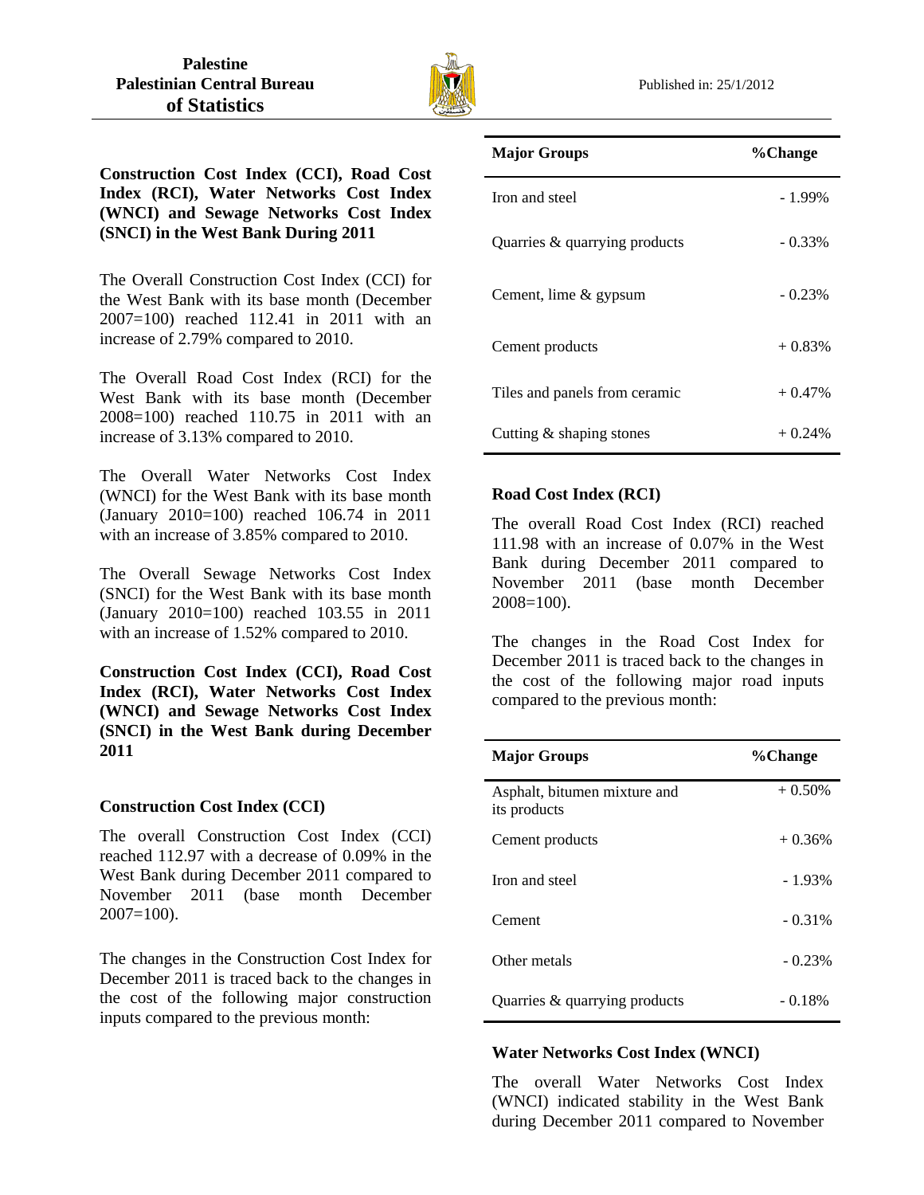**Palestine**
**Palestinian Central Bureau of Statistics**

Published in: 25/1/2012

## Construction Cost Index (CCI), Road Cost Index (RCI), Water Networks Cost Index (WNCI) and Sewage Networks Cost Index (SNCI) in the West Bank During 2011

The Overall Construction Cost Index (CCI) for the West Bank with its base month (December 2007=100) reached 112.41 in 2011 with an increase of 2.79% compared to 2010.

The Overall Road Cost Index (RCI) for the West Bank with its base month (December 2008=100) reached 110.75 in 2011 with an increase of 3.13% compared to 2010.

The Overall Water Networks Cost Index (WNCI) for the West Bank with its base month (January 2010=100) reached 106.74 in 2011 with an increase of 3.85% compared to 2010.

The Overall Sewage Networks Cost Index (SNCI) for the West Bank with its base month (January 2010=100) reached 103.55 in 2011 with an increase of 1.52% compared to 2010.

## Construction Cost Index (CCI), Road Cost Index (RCI), Water Networks Cost Index (WNCI) and Sewage Networks Cost Index (SNCI) in the West Bank during December 2011

### Construction Cost Index (CCI)

The overall Construction Cost Index (CCI) reached 112.97 with a decrease of 0.09% in the West Bank during December 2011 compared to November 2011 (base month December 2007=100).

The changes in the Construction Cost Index for December 2011 is traced back to the changes in the cost of the following major construction inputs compared to the previous month:

| Major Groups | %Change |
|---|---|
| Iron and steel | - 1.99% |
| Quarries & quarrying products | - 0.33% |
| Cement, lime & gypsum | - 0.23% |
| Cement products | + 0.83% |
| Tiles and panels from ceramic | + 0.47% |
| Cutting & shaping stones | + 0.24% |

### Road Cost Index (RCI)

The overall Road Cost Index (RCI) reached 111.98 with an increase of 0.07% in the West Bank during December 2011 compared to November 2011 (base month December 2008=100).

The changes in the Road Cost Index for December 2011 is traced back to the changes in the cost of the following major road inputs compared to the previous month:

| Major Groups | %Change |
|---|---|
| Asphalt, bitumen mixture and its products | + 0.50% |
| Cement products | + 0.36% |
| Iron and steel | - 1.93% |
| Cement | - 0.31% |
| Other metals | - 0.23% |
| Quarries & quarrying products | - 0.18% |

### Water Networks Cost Index (WNCI)

The overall Water Networks Cost Index (WNCI) indicated stability in the West Bank during December 2011 compared to November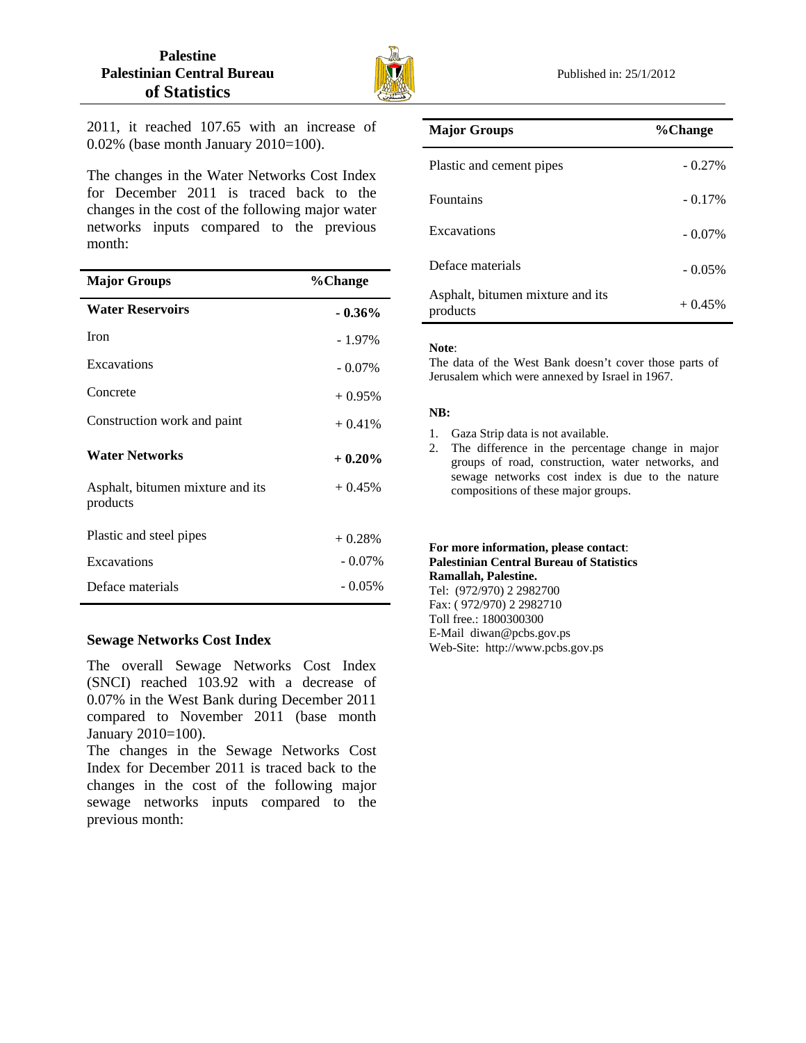2011, it reached 107.65 with an increase of 0.02% (base month January 2010=100).

The changes in the Water Networks Cost Index for December 2011 is traced back to the changes in the cost of the following major water networks inputs compared to the previous month:

| Major Groups | %Change |
| --- | --- |
| **Water Reservoirs** | **- 0.36%** |
| Iron | - 1.97% |
| Excavations | - 0.07% |
| Concrete | + 0.95% |
| Construction work and paint | + 0.41% |
| **Water Networks** | **+ 0.20%** |
| Asphalt, bitumen mixture and its products | + 0.45% |
| Plastic and steel pipes | + 0.28% |
| Excavations | - 0.07% |
| Deface materials | - 0.05% |

### Sewage Networks Cost Index

The overall Sewage Networks Cost Index (SNCI) reached 103.92 with a decrease of 0.07% in the West Bank during December 2011 compared to November 2011 (base month January 2010=100).

The changes in the Sewage Networks Cost Index for December 2011 is traced back to the changes in the cost of the following major sewage networks inputs compared to the previous month:

| Major Groups | %Change |
| --- | --- |
| Plastic and cement pipes | - 0.27% |
| Fountains | - 0.17% |
| Excavations | - 0.07% |
| Deface materials | - 0.05% |
| Asphalt, bitumen mixture and its products | + 0.45% |

**Note**:

The data of the West Bank doesn't cover those parts of Jerusalem which were annexed by Israel in 1967.

**NB:**

1. Gaza Strip data is not available.
2. The difference in the percentage change in major groups of road, construction, water networks, and sewage networks cost index is due to the nature compositions of these major groups.

**For more information, please contact**:
**Palestinian Central Bureau of Statistics**
**Ramallah, Palestine.**
Tel: (972/970) 2 2982700
Fax: ( 972/970) 2 2982710
Toll free.: 1800300300
E-Mail diwan@pcbs.gov.ps
Web-Site: http://www.pcbs.gov.ps